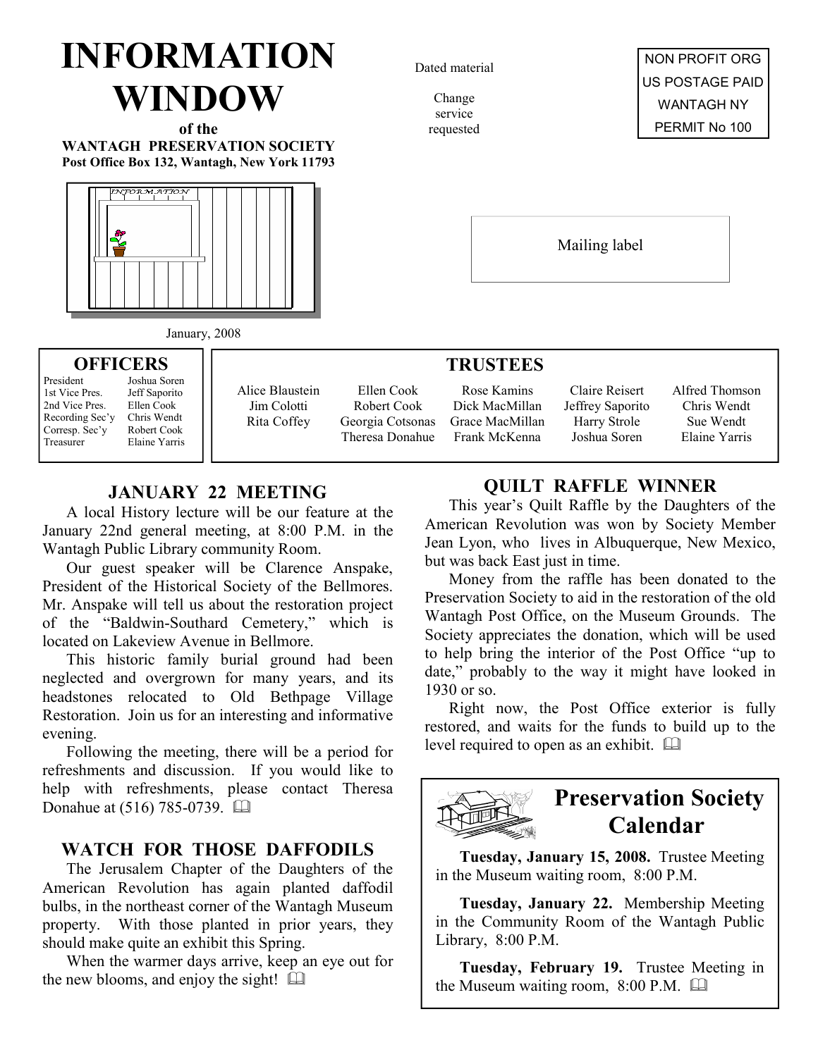# INFORMATION WINDOW

**of the**
**WANTAGH PRESERVATION SOCIETY**
**Post Office Box 132, Wantagh, New York 11793**

Dated material

Change service requested

NON PROFIT ORG
US POSTAGE PAID
WANTAGH NY
PERMIT No 100

Mailing label

January, 2008

## OFFICERS

| | |
|---|---|
| President | Joshua Soren |
| 1st Vice Pres. | Jeff Saporito |
| 2nd Vice Pres. | Ellen Cook |
| Recording Sec'y | Chris Wendt |
| Corresp. Sec'y | Robert Cook |
| Treasurer | Elaine Yarris |

## TRUSTEES

| | | | | |
|---|---|---|---|---|
| Alice Blaustein | Ellen Cook | Rose Kamins | Claire Reisert | Alfred Thomson |
| Jim Colotti | Robert Cook | Dick MacMillan | Jeffrey Saporito | Chris Wendt |
| Rita Coffey | Georgia Cotsonas | Grace MacMillan | Harry Strole | Sue Wendt |
| | Theresa Donahue | Frank McKenna | Joshua Soren | Elaine Yarris |

## JANUARY 22 MEETING

A local History lecture will be our feature at the January 22nd general meeting, at 8:00 P.M. in the Wantagh Public Library community Room.

Our guest speaker will be Clarence Anspake, President of the Historical Society of the Bellmores. Mr. Anspake will tell us about the restoration project of the "Baldwin-Southard Cemetery," which is located on Lakeview Avenue in Bellmore.

This historic family burial ground had been neglected and overgrown for many years, and its headstones relocated to Old Bethpage Village Restoration. Join us for an interesting and informative evening.

Following the meeting, there will be a period for refreshments and discussion. If you would like to help with refreshments, please contact Theresa Donahue at (516) 785-0739. 🕮

## WATCH FOR THOSE DAFFODILS

The Jerusalem Chapter of the Daughters of the American Revolution has again planted daffodil bulbs, in the northeast corner of the Wantagh Museum property. With those planted in prior years, they should make quite an exhibit this Spring.

When the warmer days arrive, keep an eye out for the new blooms, and enjoy the sight! 🕮

## QUILT RAFFLE WINNER

This year's Quilt Raffle by the Daughters of the American Revolution was won by Society Member Jean Lyon, who lives in Albuquerque, New Mexico, but was back East just in time.

Money from the raffle has been donated to the Preservation Society to aid in the restoration of the old Wantagh Post Office, on the Museum Grounds. The Society appreciates the donation, which will be used to help bring the interior of the Post Office "up to date," probably to the way it might have looked in 1930 or so.

Right now, the Post Office exterior is fully restored, and waits for the funds to build up to the level required to open as an exhibit. 🕮

## Preservation Society Calendar

**Tuesday, January 15, 2008.** Trustee Meeting in the Museum waiting room, 8:00 P.M.

**Tuesday, January 22.** Membership Meeting in the Community Room of the Wantagh Public Library, 8:00 P.M.

**Tuesday, February 19.** Trustee Meeting in the Museum waiting room, 8:00 P.M. 🕮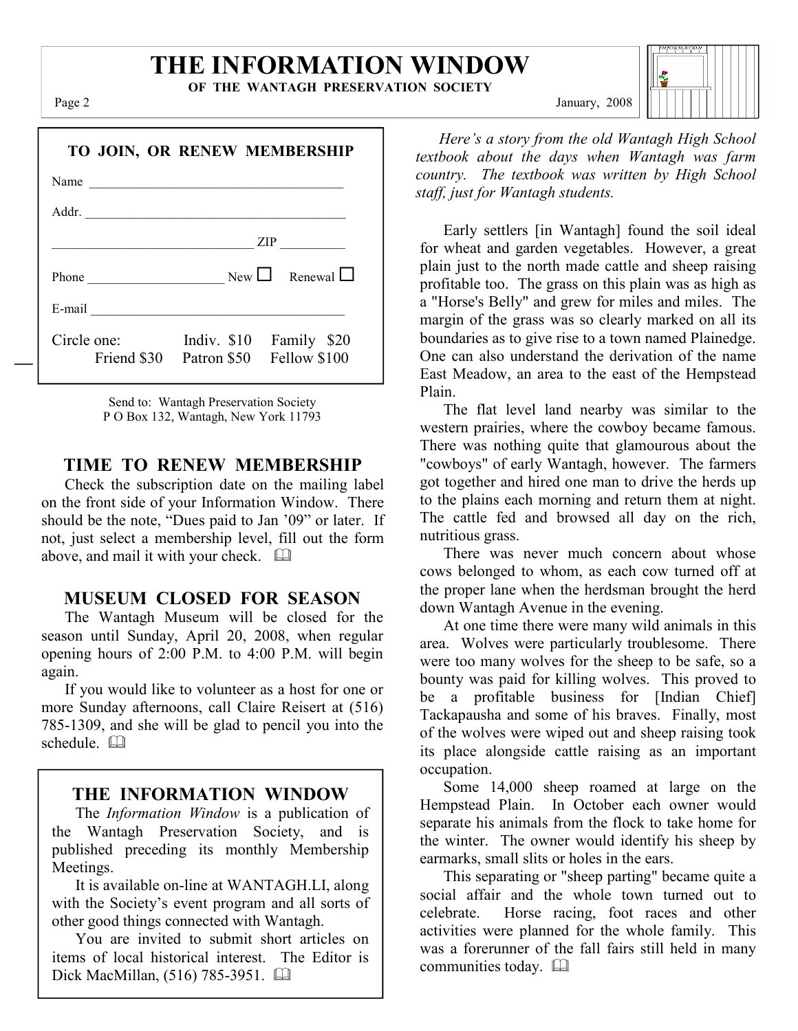# THE INFORMATION WINDOW

**OF THE WANTAGH PRESERVATION SOCIETY**

January, 2008

### TO JOIN, OR RENEW MEMBERSHIP

Name ______________________________________

Addr. ______________________________________

______________________________ ZIP __________

Phone ____________________ New ☐ Renewal ☐

E-mail ______________________________________

Circle one: Indiv. $10 Family $20
Friend $30 Patron $50 Fellow $100

Send to: Wantagh Preservation Society
P O Box 132, Wantagh, New York 11793

## TIME TO RENEW MEMBERSHIP

Check the subscription date on the mailing label on the front side of your Information Window. There should be the note, "Dues paid to Jan '09" or later. If not, just select a membership level, fill out the form above, and mail it with your check. 🕮

## MUSEUM CLOSED FOR SEASON

The Wantagh Museum will be closed for the season until Sunday, April 20, 2008, when regular opening hours of 2:00 P.M. to 4:00 P.M. will begin again.

If you would like to volunteer as a host for one or more Sunday afternoons, call Claire Reisert at (516) 785-1309, and she will be glad to pencil you into the schedule. 🕮

## THE INFORMATION WINDOW

The *Information Window* is a publication of the Wantagh Preservation Society, and is published preceding its monthly Membership Meetings.

It is available on-line at WANTAGH.LI, along with the Society's event program and all sorts of other good things connected with Wantagh.

You are invited to submit short articles on items of local historical interest. The Editor is Dick MacMillan, (516) 785-3951. 🕮

*Here's a story from the old Wantagh High School textbook about the days when Wantagh was farm country. The textbook was written by High School staff, just for Wantagh students.*

Early settlers [in Wantagh] found the soil ideal for wheat and garden vegetables. However, a great plain just to the north made cattle and sheep raising profitable too. The grass on this plain was as high as a "Horse's Belly" and grew for miles and miles. The margin of the grass was so clearly marked on all its boundaries as to give rise to a town named Plainedge. One can also understand the derivation of the name East Meadow, an area to the east of the Hempstead Plain.

The flat level land nearby was similar to the western prairies, where the cowboy became famous. There was nothing quite that glamourous about the "cowboys" of early Wantagh, however. The farmers got together and hired one man to drive the herds up to the plains each morning and return them at night. The cattle fed and browsed all day on the rich, nutritious grass.

There was never much concern about whose cows belonged to whom, as each cow turned off at the proper lane when the herdsman brought the herd down Wantagh Avenue in the evening.

At one time there were many wild animals in this area. Wolves were particularly troublesome. There were too many wolves for the sheep to be safe, so a bounty was paid for killing wolves. This proved to be a profitable business for [Indian Chief] Tackapausha and some of his braves. Finally, most of the wolves were wiped out and sheep raising took its place alongside cattle raising as an important occupation.

Some 14,000 sheep roamed at large on the Hempstead Plain. In October each owner would separate his animals from the flock to take home for the winter. The owner would identify his sheep by earmarks, small slits or holes in the ears.

This separating or "sheep parting" became quite a social affair and the whole town turned out to celebrate. Horse racing, foot races and other activities were planned for the whole family. This was a forerunner of the fall fairs still held in many communities today. 🕮